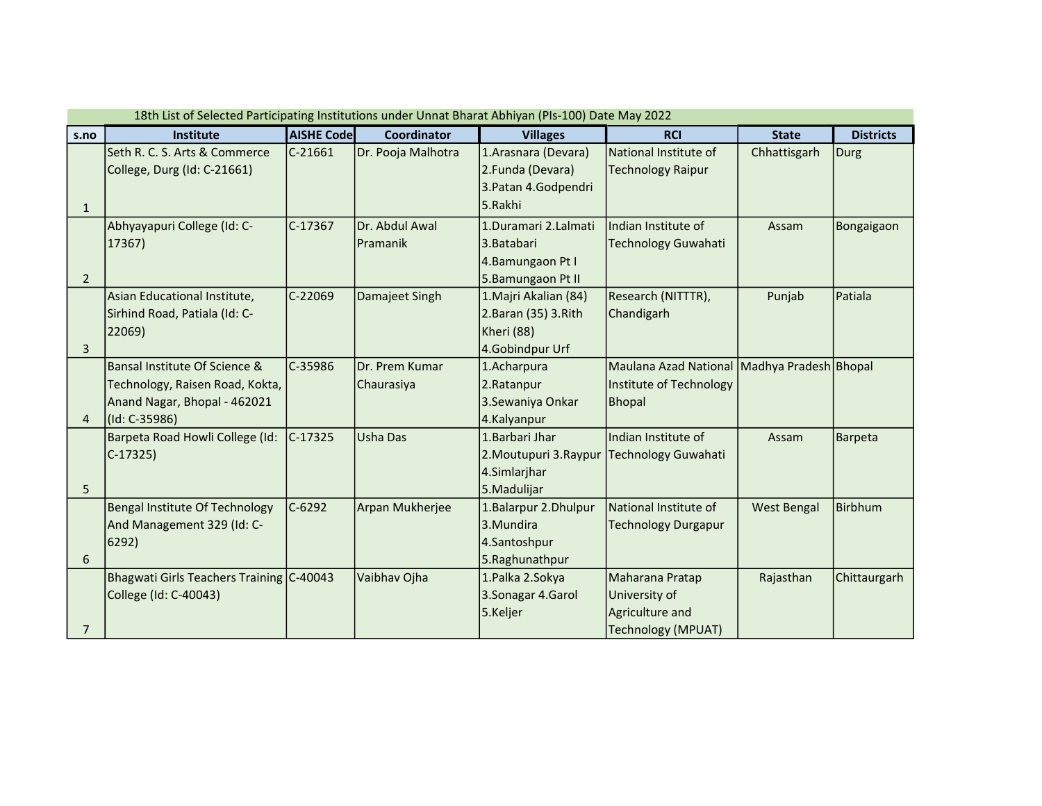18th List of Selected Participating Institutions under Unnat Bharat Abhiyan (PIs-100) Date May 2022

| s.no | Institute | AISHE Code | Coordinator | Villages | RCI | State | Districts |
|---|---|---|---|---|---|---|---|
| 1 | Seth R. C. S. Arts & Commerce College, Durg (Id: C-21661) | C-21661 | Dr. Pooja Malhotra | 1.Arasnara (Devara) 2.Funda (Devara) 3.Patan 4.Godpendri 5.Rakhi | National Institute of Technology Raipur | Chhattisgarh | Durg |
| 2 | Abhyayapuri College (Id: C-17367) | C-17367 | Dr. Abdul Awal Pramanik | 1.Duramari 2.Lalmati 3.Batabari 4.Bamungaon Pt I 5.Bamungaon Pt II | Indian Institute of Technology Guwahati | Assam | Bongaigaon |
| 3 | Asian Educational Institute, Sirhind Road, Patiala (Id: C-22069) | C-22069 | Damajeet Singh | 1.Majri Akalian (84) 2.Baran (35) 3.Rith Kheri (88) 4.Gobindpur Urf | Research (NITTTR), Chandigarh | Punjab | Patiala |
| 4 | Bansal Institute Of Science & Technology, Raisen Road, Kokta, Anand Nagar, Bhopal - 462021 (Id: C-35986) | C-35986 | Dr. Prem Kumar Chaurasiya | 1.Acharpura 2.Ratanpur 3.Sewaniya Onkar 4.Kalyanpur | Maulana Azad National Institute of Technology Bhopal | Madhya Pradesh | Bhopal |
| 5 | Barpeta Road Howli College (Id: C-17325) | C-17325 | Usha Das | 1.Barbari Jhar 2.Moutupuri 3.Raypur 4.Simlarjhar 5.Madulijar | Indian Institute of Technology Guwahati | Assam | Barpeta |
| 6 | Bengal Institute Of Technology And Management 329 (Id: C-6292) | C-6292 | Arpan Mukherjee | 1.Balarpur 2.Dhulpur 3.Mundira 4.Santoshpur 5.Raghunathpur | National Institute of Technology Durgapur | West Bengal | Birbhum |
| 7 | Bhagwati Girls Teachers Training College (Id: C-40043) | C-40043 | Vaibhav Ojha | 1.Palka 2.Sokya 3.Sonagar 4.Garol 5.Keljer | Maharana Pratap University of Agriculture and Technology (MPUAT) | Rajasthan | Chittaurgarh |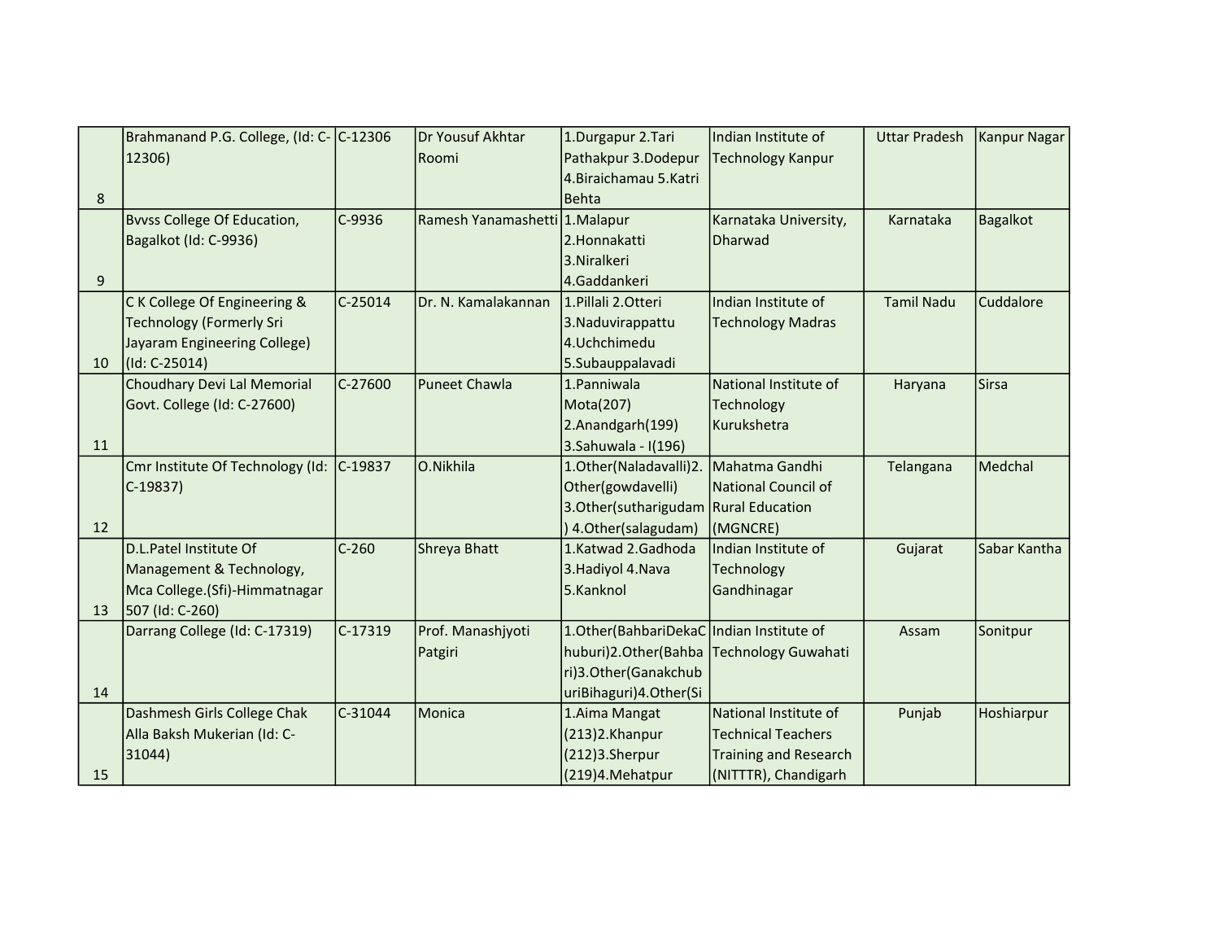| 8 | Brahmanand P.G. College, (Id: C-12306) | C-12306 | Dr Yousuf Akhtar Roomi | 1.Durgapur 2.Tari Pathakpur 3.Dodepur 4.Biraichamau 5.Katri Behta | Indian Institute of Technology Kanpur | Uttar Pradesh | Kanpur Nagar |
|---|---|---|---|---|---|---|---|
| 9 | Bvvss College Of Education, Bagalkot (Id: C-9936) | C-9936 | Ramesh Yanamashetti | 1.Malapur 2.Honnakatti 3.Niralkeri 4.Gaddankeri | Karnataka University, Dharwad | Karnataka | Bagalkot |
| 10 | C K College Of Engineering & Technology (Formerly Sri Jayaram Engineering College) (Id: C-25014) | C-25014 | Dr. N. Kamalakannan | 1.Pillali 2.Otteri 3.Naduvirappattu 4.Uchchimedu 5.Subauppalavadi | Indian Institute of Technology Madras | Tamil Nadu | Cuddalore |
| 11 | Choudhary Devi Lal Memorial Govt. College (Id: C-27600) | C-27600 | Puneet Chawla | 1.Panniwala Mota(207) 2.Anandgarh(199) 3.Sahuwala - I(196) | National Institute of Technology Kurukshetra | Haryana | Sirsa |
| 12 | Cmr Institute Of Technology (Id: C-19837) | C-19837 | O.Nikhila | 1.Other(Naladavalli)2.Other(gowdavelli) 3.Other(sutharigudam) 4.Other(salagudam) | Mahatma Gandhi National Council of Rural Education (MGNCRE) | Telangana | Medchal |
| 13 | D.L.Patel Institute Of Management & Technology, Mca College.(Sfi)-Himmatnagar 507 (Id: C-260) | C-260 | Shreya Bhatt | 1.Katwad 2.Gadhoda 3.Hadiyol 4.Nava 5.Kanknol | Indian Institute of Technology Gandhinagar | Gujarat | Sabar Kantha |
| 14 | Darrang College (Id: C-17319) | C-17319 | Prof. Manashjyoti Patgiri | 1.Other(BahbariDekaChuburi)2.Other(Bahbari)3.Other(GanakchuburiBihaguri)4.Other(Si | Indian Institute of Technology Guwahati | Assam | Sonitpur |
| 15 | Dashmesh Girls College Chak Alla Baksh Mukerian (Id: C-31044) | C-31044 | Monica | 1.Aima Mangat (213)2.Khanpur (212)3.Sherpur (219)4.Mehatpur | National Institute of Technical Teachers Training and Research (NITTTR), Chandigarh | Punjab | Hoshiarpur |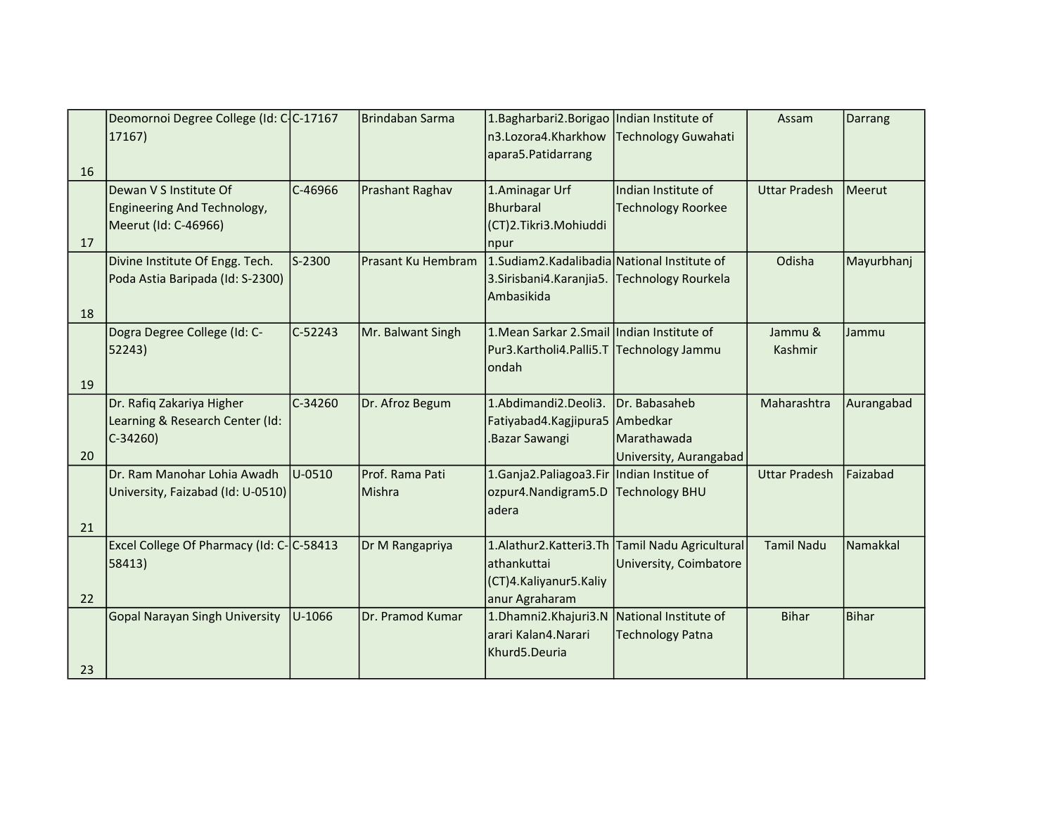| | | | | | | | |
|---|---|---|---|---|---|---|---|
| 16 | Deomornoi Degree College (Id: C-17167) | C-17167 | Brindaban Sarma | 1.Bagharbari2.Borigaon3.Lozora4.Kharkhowapara5.Patidarrang | Indian Institute of Technology Guwahati | Assam | Darrang |
| 17 | Dewan V S Institute Of Engineering And Technology, Meerut (Id: C-46966) | C-46966 | Prashant Raghav | 1.Aminagar Urf Bhurbaral (CT)2.Tikri3.Mohiuddinpur | Indian Institute of Technology Roorkee | Uttar Pradesh | Meerut |
| 18 | Divine Institute Of Engg. Tech. Poda Astia Baripada (Id: S-2300) | S-2300 | Prasant Ku Hembram | 1.Sudiam2.Kadalibadia3.Sirisbani4.Karanjia5.Ambasikida | National Institute of Technology Rourkela | Odisha | Mayurbhanj |
| 19 | Dogra Degree College (Id: C-52243) | C-52243 | Mr. Balwant Singh | 1.Mean Sarkar 2.Smail Pur3.Kartholi4.Palli5.Tondah | Indian Institute of Technology Jammu | Jammu & Kashmir | Jammu |
| 20 | Dr. Rafiq Zakariya Higher Learning & Research Center (Id: C-34260) | C-34260 | Dr. Afroz Begum | 1.Abdimandi2.Deoli3.Fatiyabad4.Kagjipura5.Bazar Sawangi | Dr. Babasaheb Ambedkar Marathawada University, Aurangabad | Maharashtra | Aurangabad |
| 21 | Dr. Ram Manohar Lohia Awadh University, Faizabad (Id: U-0510) | U-0510 | Prof. Rama Pati Mishra | 1.Ganja2.Paliagoa3.Firozpur4.Nandigram5.Dadera | Indian Institue of Technology BHU | Uttar Pradesh | Faizabad |
| 22 | Excel College Of Pharmacy (Id: C-58413) | C-58413 | Dr M Rangapriya | 1.Alathur2.Katteri3.Thathankuttai (CT)4.Kaliyanur5.Kaliyanur Agraharam | Tamil Nadu Agricultural University, Coimbatore | Tamil Nadu | Namakkal |
| 23 | Gopal Narayan Singh University | U-1066 | Dr. Pramod Kumar | 1.Dhamni2.Khajuri3.Narari Kalan4.Narari Khurd5.Deuria | National Institute of Technology Patna | Bihar | Bihar |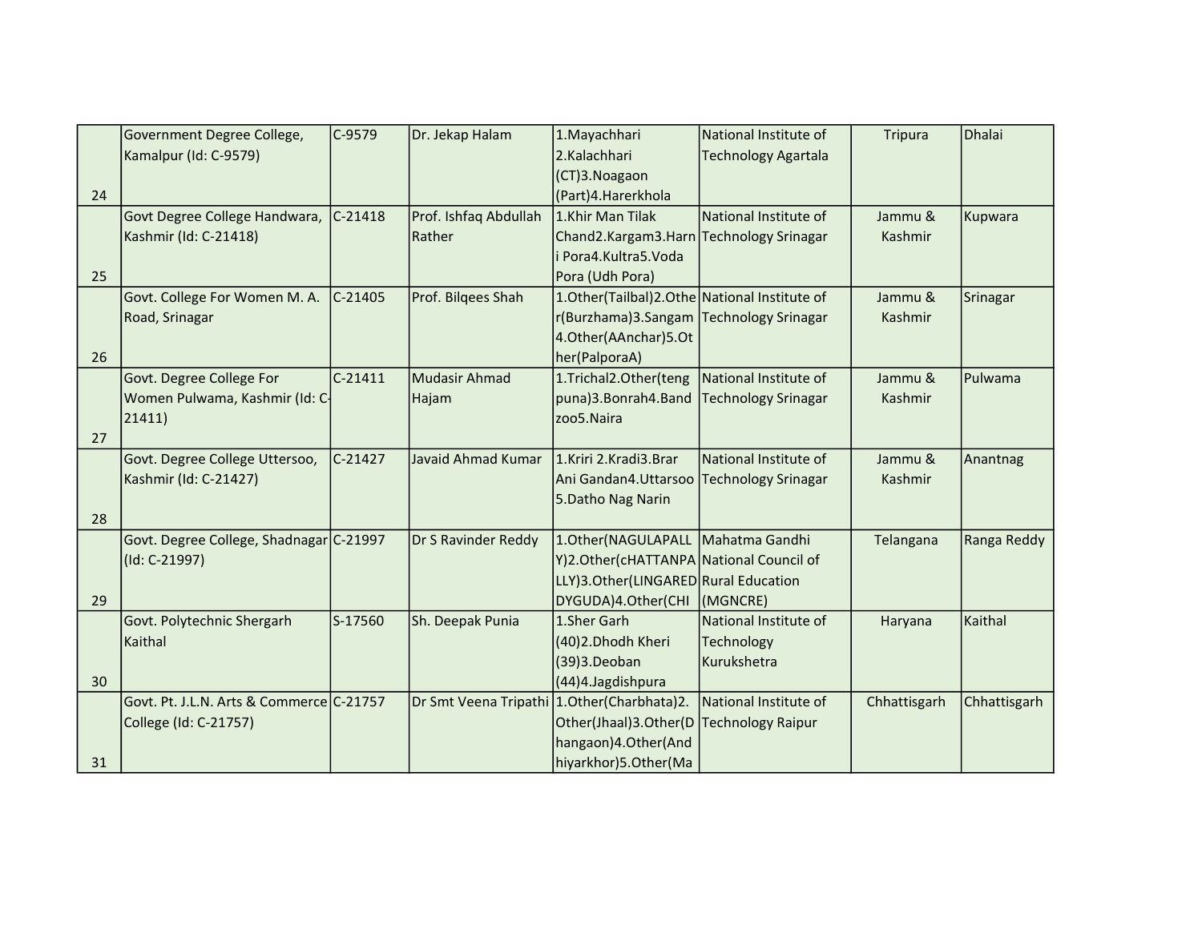| | | | | | | | |
|---|---|---|---|---|---|---|---|
| 24 | Government Degree College, Kamalpur (Id: C-9579) | C-9579 | Dr. Jekap Halam | 1.Mayachhari 2.Kalachhari (CT)3.Noagaon (Part)4.Harerkhola | National Institute of Technology Agartala | Tripura | Dhalai |
| 25 | Govt Degree College Handwara, Kashmir (Id: C-21418) | C-21418 | Prof. Ishfaq Abdullah Rather | 1.Khir Man Tilak Chand2.Kargam3.Harni Pora4.Kultra5.Voda Pora (Udh Pora) | National Institute of Technology Srinagar | Jammu & Kashmir | Kupwara |
| 26 | Govt. College For Women M. A. Road, Srinagar | C-21405 | Prof. Bilqees Shah | 1.Other(Tailbal)2.Other(Burzhama)3.Sangam4.Other(AAnchar)5.Other(PalporaA) | National Institute of Technology Srinagar | Jammu & Kashmir | Srinagar |
| 27 | Govt. Degree College For Women Pulwama, Kashmir (Id: C-21411) | C-21411 | Mudasir Ahmad Hajam | 1.Trichal2.Other(tengpuna)3.Bonrah4.Bandzoo5.Naira | National Institute of Technology Srinagar | Jammu & Kashmir | Pulwama |
| 28 | Govt. Degree College Uttersoo, Kashmir (Id: C-21427) | C-21427 | Javaid Ahmad Kumar | 1.Kriri 2.Kradi3.Brar Ani Gandan4.Uttarsoo 5.Datho Nag Narin | National Institute of Technology Srinagar | Jammu & Kashmir | Anantnag |
| 29 | Govt. Degree College, Shadnagar (Id: C-21997) | C-21997 | Dr S Ravinder Reddy | 1.Other(NAGULAPALLY)2.Other(cHATTANPALLY)3.Other(LINGAREDDYGUDA)4.Other(CHI | Mahatma Gandhi National Council of Rural Education (MGNCRE) | Telangana | Ranga Reddy |
| 30 | Govt. Polytechnic Shergarh Kaithal | S-17560 | Sh. Deepak Punia | 1.Sher Garh (40)2.Dhodh Kheri (39)3.Deoban (44)4.Jagdishpura | National Institute of Technology Kurukshetra | Haryana | Kaithal |
| 31 | Govt. Pt. J.L.N. Arts & Commerce College (Id: C-21757) | C-21757 | Dr Smt Veena Tripathi | 1.Other(Charbhata)2.Other(Jhaal)3.Other(Dhangaon)4.Other(Andhiyarkhor)5.Other(Ma | National Institute of Technology Raipur | Chhattisgarh | Chhattisgarh |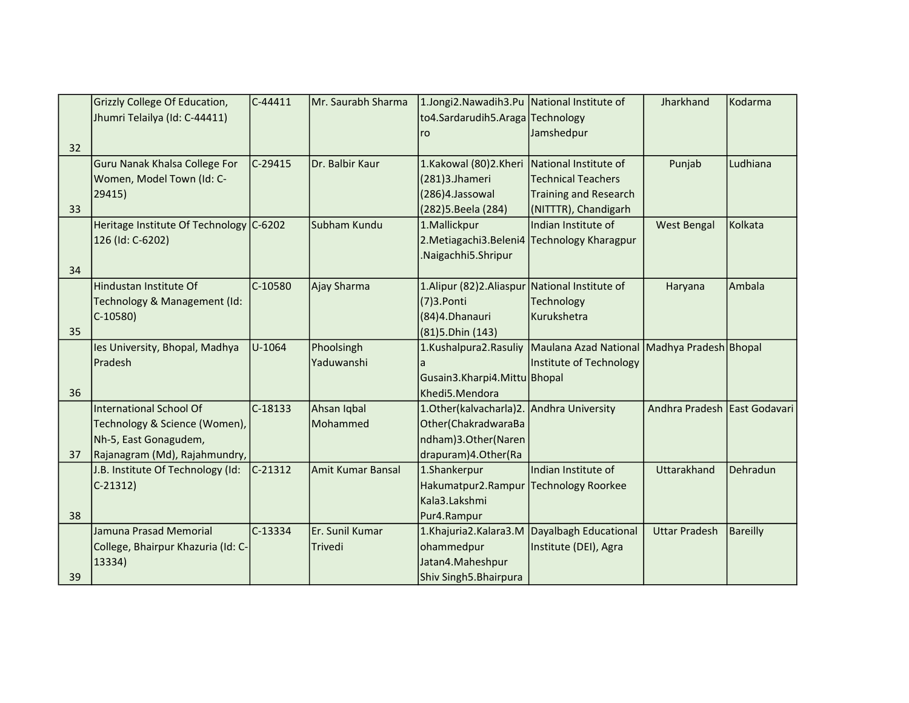| | | | | | | | |
|---|---|---|---|---|---|---|---|
| 32 | Grizzly College Of Education, Jhumri Telailya (Id: C-44411) | C-44411 | Mr. Saurabh Sharma | 1.Jongi2.Nawadih3.Puto4.Sardarudih5.Aragaro | National Institute of Technology Jamshedpur | Jharkhand | Kodarma |
| 33 | Guru Nanak Khalsa College For Women, Model Town (Id: C-29415) | C-29415 | Dr. Balbir Kaur | 1.Kakowal (80)2.Kheri (281)3.Jhameri (286)4.Jassowal (282)5.Beela (284) | National Institute of Technical Teachers Training and Research (NITTTR), Chandigarh | Punjab | Ludhiana |
| 34 | Heritage Institute Of Technology 126 (Id: C-6202) | C-6202 | Subham Kundu | 1.Mallickpur 2.Metiagachi3.Beleni4.Naigachhi5.Shripur | Indian Institute of Technology Kharagpur | West Bengal | Kolkata |
| 35 | Hindustan Institute Of Technology & Management (Id: C-10580) | C-10580 | Ajay Sharma | 1.Alipur (82)2.Aliaspur (7)3.Ponti (84)4.Dhanauri (81)5.Dhin (143) | National Institute of Technology Kurukshetra | Haryana | Ambala |
| 36 | Ies University, Bhopal, Madhya Pradesh | U-1064 | Phoolsingh Yaduwanshi | 1.Kushalpura2.Rasuliya Gusain3.Kharpi4.Mittu Khedi5.Mendora | Maulana Azad National Institute of Technology Bhopal | Madhya Pradesh | Bhopal |
| 37 | International School Of Technology & Science (Women), Nh-5, East Gonagudem, Rajanagram (Md), Rajahmundry, | C-18133 | Ahsan Iqbal Mohammed | 1.Other(kalvacharla)2.Other(ChakradwaraBandham)3.Other(Narendrapuram)4.Other(Ra | Andhra University | Andhra Pradesh | East Godavari |
| 38 | J.B. Institute Of Technology (Id: C-21312) | C-21312 | Amit Kumar Bansal | 1.Shankerpur Hakumatpur2.Rampur Kala3.Lakshmi Pur4.Rampur | Indian Institute of Technology Roorkee | Uttarakhand | Dehradun |
| 39 | Jamuna Prasad Memorial College, Bhairpur Khazuria (Id: C-13334) | C-13334 | Er. Sunil Kumar Trivedi | 1.Khajuria2.Kalara3.Mohammedpur Jatan4.Maheshpur Shiv Singh5.Bhairpura | Dayalbagh Educational Institute (DEI), Agra | Uttar Pradesh | Bareilly |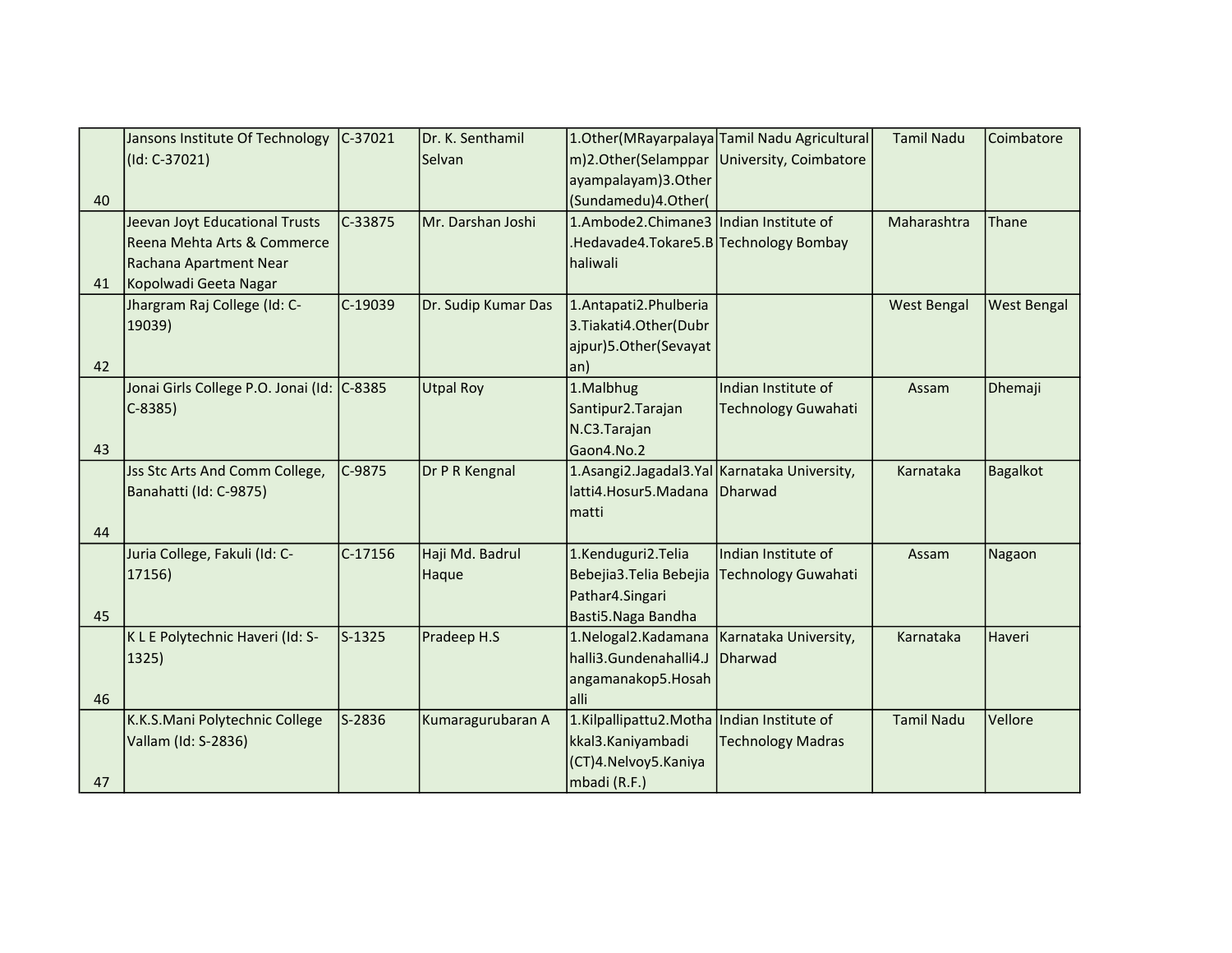| | | | | | | | |
|---|---|---|---|---|---|---|---|
| 40 | Jansons Institute Of Technology (Id: C-37021) | C-37021 | Dr. K. Senthamil Selvan | 1.Other(MRayarpalayam)2.Other(Selampparayampalayam)3.Other(Sundamedu)4.Other( | Tamil Nadu Agricultural University, Coimbatore | Tamil Nadu | Coimbatore |
| 41 | Jeevan Joyt Educational Trusts Reena Mehta Arts & Commerce Rachana Apartment Near Kopolwadi Geeta Nagar | C-33875 | Mr. Darshan Joshi | 1.Ambode2.Chimane3.Hedavade4.Tokare5.Bhaliwali | Indian Institute of Technology Bombay | Maharashtra | Thane |
| 42 | Jhargram Raj College (Id: C-19039) | C-19039 | Dr. Sudip Kumar Das | 1.Antapati2.Phulberia3.Tiakati4.Other(Dubrajpur)5.Other(Sevayatan) | | West Bengal | West Bengal |
| 43 | Jonai Girls College P.O. Jonai (Id: C-8385) | C-8385 | Utpal Roy | 1.Malbhug Santipur2.Tarajan N.C3.Tarajan Gaon4.No.2 | Indian Institute of Technology Guwahati | Assam | Dhemaji |
| 44 | Jss Stc Arts And Comm College, Banahatti (Id: C-9875) | C-9875 | Dr P R Kengnal | 1.Asangi2.Jagadal3.Yallatti4.Hosur5.Madanamatti | Karnataka University, Dharwad | Karnataka | Bagalkot |
| 45 | Juria College, Fakuli (Id: C-17156) | C-17156 | Haji Md. Badrul Haque | 1.Kenduguri2.Telia Bebejia3.Telia Bebejia Pathar4.Singari Basti5.Naga Bandha | Indian Institute of Technology Guwahati | Assam | Nagaon |
| 46 | K L E Polytechnic Haveri (Id: S-1325) | S-1325 | Pradeep H.S | 1.Nelogal2.Kadamanahalli3.Gundenahalli4.Jangamanakop5.Hosahalli | Karnataka University, Dharwad | Karnataka | Haveri |
| 47 | K.K.S.Mani Polytechnic College Vallam (Id: S-2836) | S-2836 | Kumaragurubaran A | 1.Kilpallipattu2.Mothakkal3.Kaniyambadi (CT)4.Nelvoy5.Kaniyambadi (R.F.) | Indian Institute of Technology Madras | Tamil Nadu | Vellore |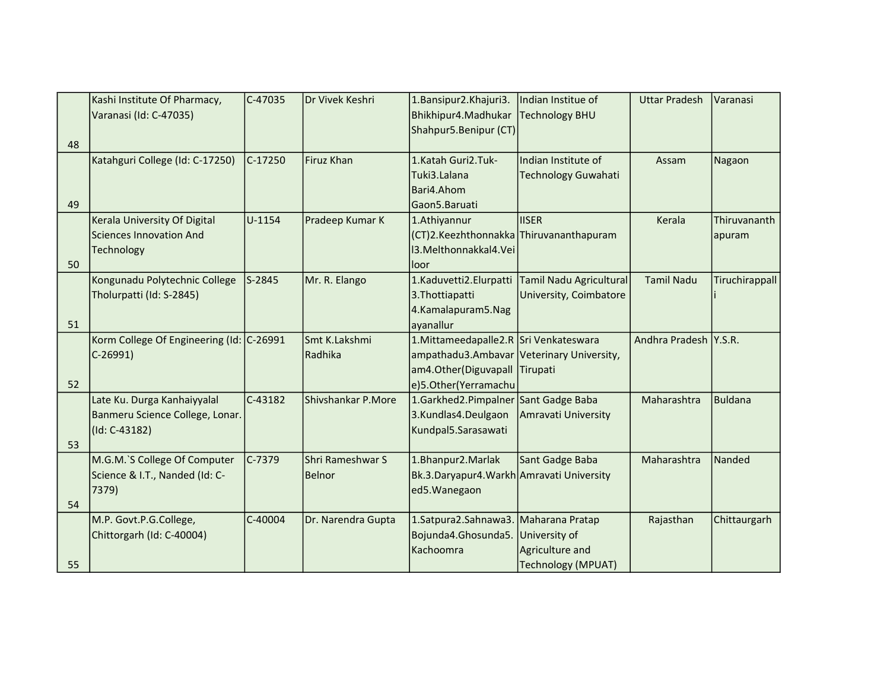| | | | | | | | |
|---|---|---|---|---|---|---|---|
| 48 | Kashi Institute Of Pharmacy, Varanasi (Id: C-47035) | C-47035 | Dr Vivek Keshri | 1.Bansipur2.Khajuri3. Bhikhipur4.Madhukar Shahpur5.Benipur (CT) | Indian Institue of Technology BHU | Uttar Pradesh | Varanasi |
| 49 | Katahguri College (Id: C-17250) | C-17250 | Firuz Khan | 1.Katah Guri2.Tuk-Tuki3.Lalana Bari4.Ahom Gaon5.Baruati | Indian Institute of Technology Guwahati | Assam | Nagaon |
| 50 | Kerala University Of Digital Sciences Innovation And Technology | U-1154 | Pradeep Kumar K | 1.Athiyannur (CT)2.Keezhthonnakkal3.Melthonnakkal4.Veiloor | IISER Thiruvananthapuram | Kerala | Thiruvananthapuram |
| 51 | Kongunadu Polytechnic College Tholurpatti (Id: S-2845) | S-2845 | Mr. R. Elango | 1.Kaduvetti2.Elurpatti 3.Thottiapatti 4.Kamalapuram5.Nagayanallur | Tamil Nadu Agricultural University, Coimbatore | Tamil Nadu | Tiruchirappalli |
| 52 | Korm College Of Engineering (Id: C-26991) | C-26991 | Smt K.Lakshmi Radhika | 1.Mittameedapalle2.Rampathadu3.Ambavaram4.Other(Diguvapalle)5.Other(Yerramachu | Sri Venkateswara Veterinary University, Tirupati | Andhra Pradesh | Y.S.R. |
| 53 | Late Ku. Durga Kanhaiyyalal Banmeru Science College, Lonar. (Id: C-43182) | C-43182 | Shivshankar P.More | 1.Garkhed2.Pimpalner 3.Kundlas4.Deulgaon Kundpal5.Sarasawati | Sant Gadge Baba Amravati University | Maharashtra | Buldana |
| 54 | M.G.M.`S College Of Computer Science & I.T., Nanded (Id: C-7379) | C-7379 | Shri Rameshwar S Belnor | 1.Bhanpur2.Marlak Bk.3.Daryapur4.Warkhed5.Wanegaon | Sant Gadge Baba Amravati University | Maharashtra | Nanded |
| 55 | M.P. Govt.P.G.College, Chittorgarh (Id: C-40004) | C-40004 | Dr. Narendra Gupta | 1.Satpura2.Sahnawa3. Bojunda4.Ghosunda5. Kachoomra | Maharana Pratap University of Agriculture and Technology (MPUAT) | Rajasthan | Chittaurgarh |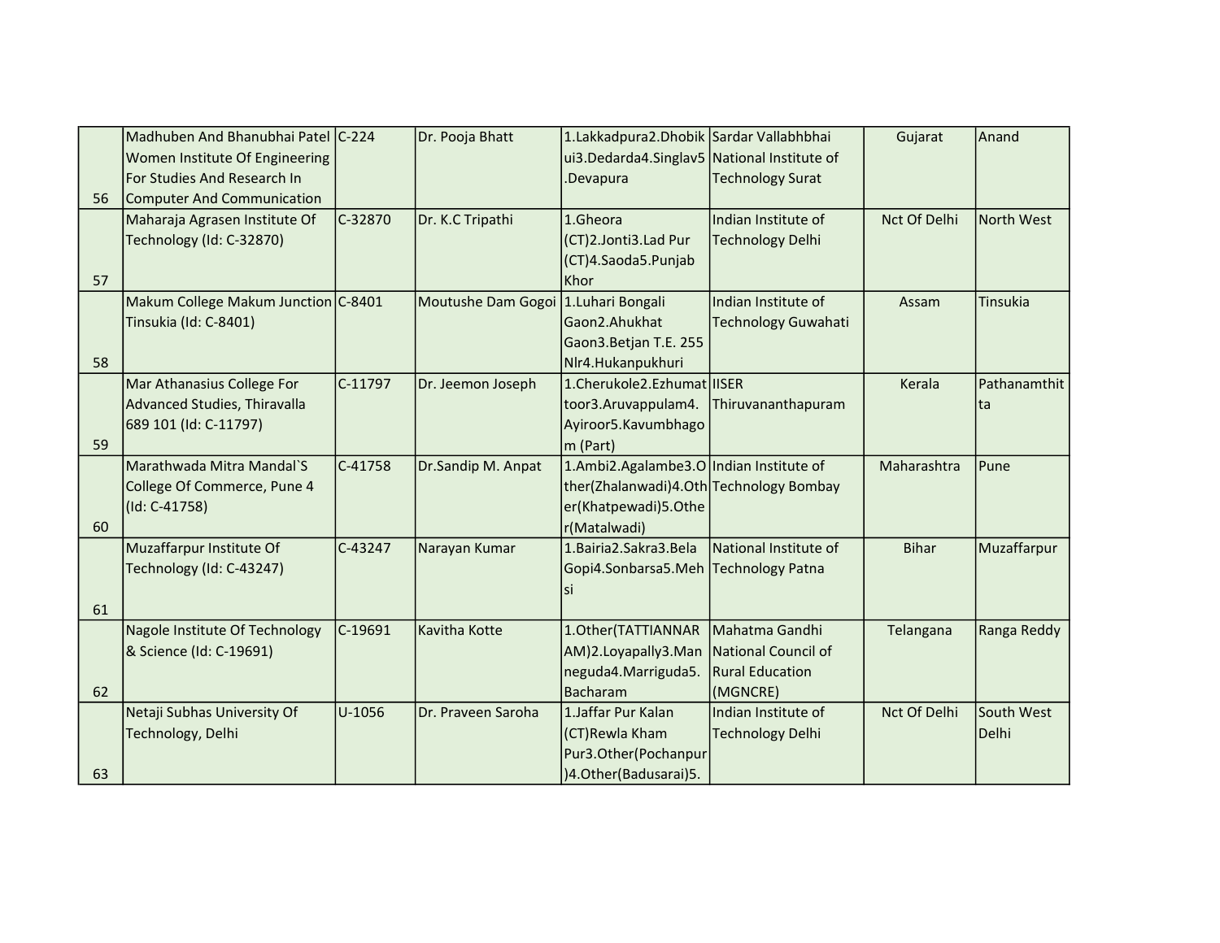| | | | | | | | |
|---|---|---|---|---|---|---|---|
| 56 | Madhuben And Bhanubhai Patel Women Institute Of Engineering For Studies And Research In Computer And Communication | C-224 | Dr. Pooja Bhatt | 1.Lakkadpura2.Dhobikui3.Dedarda4.Singlav5.Devapura | Sardar Vallabhbhai National Institute of Technology Surat | Gujarat | Anand |
| 57 | Maharaja Agrasen Institute Of Technology (Id: C-32870) | C-32870 | Dr. K.C Tripathi | 1.Gheora (CT)2.Jonti3.Lad Pur (CT)4.Saoda5.Punjab Khor | Indian Institute of Technology Delhi | Nct Of Delhi | North West |
| 58 | Makum College Makum Junction Tinsukia (Id: C-8401) | C-8401 | Moutushe Dam Gogoi | 1.Luhari Bongali Gaon2.Ahukhat Gaon3.Betjan T.E. 255 Nlr4.Hukanpukhuri | Indian Institute of Technology Guwahati | Assam | Tinsukia |
| 59 | Mar Athanasius College For Advanced Studies, Thiravalla 689 101 (Id: C-11797) | C-11797 | Dr. Jeemon Joseph | 1.Cherukole2.Ezhumattoor3.Aruvappulam4.Ayiroor5.Kavumbhagom (Part) | IISER Thiruvananthapuram | Kerala | Pathanamthitta |
| 60 | Marathwada Mitra Mandal`S College Of Commerce, Pune 4 (Id: C-41758) | C-41758 | Dr.Sandip M. Anpat | 1.Ambi2.Agalambe3.Other(Zhalanwadi)4.Other(Khatpewadi)5.Other(Matalwadi) | Indian Institute of Technology Bombay | Maharashtra | Pune |
| 61 | Muzaffarpur Institute Of Technology (Id: C-43247) | C-43247 | Narayan Kumar | 1.Bairia2.Sakra3.Bela Gopi4.Sonbarsa5.Mehsi | National Institute of Technology Patna | Bihar | Muzaffarpur |
| 62 | Nagole Institute Of Technology & Science (Id: C-19691) | C-19691 | Kavitha Kotte | 1.Other(TATTIANNARAM)2.Loyapally3.Manneguda4.Marriguda5.Bacharam | Mahatma Gandhi National Council of Rural Education (MGNCRE) | Telangana | Ranga Reddy |
| 63 | Netaji Subhas University Of Technology, Delhi | U-1056 | Dr. Praveen Saroha | 1.Jaffar Pur Kalan (CT)Rewla Kham Pur3.Other(Pochanpur)4.Other(Badusarai)5. | Indian Institute of Technology Delhi | Nct Of Delhi | South West Delhi |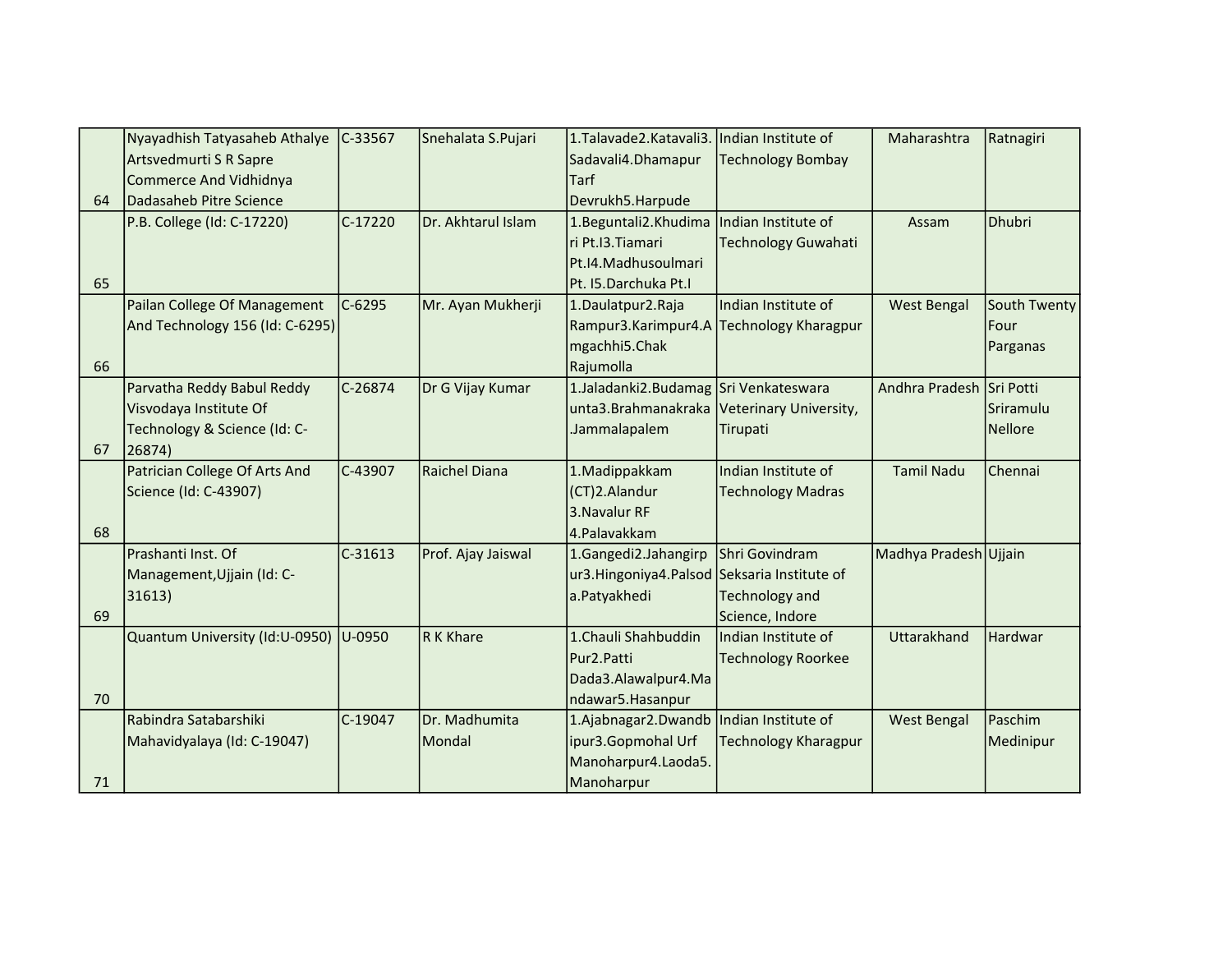| 64 | Nyayadhish Tatyasaheb Athalye Artsvedmurti S R Sapre Commerce And Vidhidnya Dadasaheb Pitre Science | C-33567 | Snehalata S.Pujari | 1.Talavade2.Katavali3.Sadavali4.Dhamapur Tarf Devrukh5.Harpude | Indian Institute of Technology Bombay | Maharashtra | Ratnagiri |
|---|---|---|---|---|---|---|---|
| 65 | P.B. College (Id: C-17220) | C-17220 | Dr. Akhtarul Islam | 1.Beguntali2.Khudimari Pt.I3.Tiamari Pt.I4.Madhusoulmari Pt. I5.Darchuka Pt.I | Indian Institute of Technology Guwahati | Assam | Dhubri |
| 66 | Pailan College Of Management And Technology 156 (Id: C-6295) | C-6295 | Mr. Ayan Mukherji | 1.Daulatpur2.Raja Rampur3.Karimpur4.Amgachhi5.Chak Rajumolla | Indian Institute of Technology Kharagpur | West Bengal | South Twenty Four Parganas |
| 67 | Parvatha Reddy Babul Reddy Visvodaya Institute Of Technology & Science (Id: C-26874) | C-26874 | Dr G Vijay Kumar | 1.Jaladanki2.Budamagunta3.Brahmanakraka.Jammalapalem | Sri Venkateswara Veterinary University, Tirupati | Andhra Pradesh | Sri Potti Sriramulu Nellore |
| 68 | Patrician College Of Arts And Science (Id: C-43907) | C-43907 | Raichel Diana | 1.Madippakkam (CT)2.Alandur 3.Navalur RF 4.Palavakkam | Indian Institute of Technology Madras | Tamil Nadu | Chennai |
| 69 | Prashanti Inst. Of Management,Ujjain (Id: C-31613) | C-31613 | Prof. Ajay Jaiswal | 1.Gangedi2.Jahangirpur3.Hingoniya4.Palsoda.Patyakhedi | Shri Govindram Seksaria Institute of Technology and Science, Indore | Madhya Pradesh | Ujjain |
| 70 | Quantum University (Id:U-0950) | U-0950 | R K Khare | 1.Chauli Shahbuddin Pur2.Patti Dada3.Alawalpur4.Mandawar5.Hasanpur | Indian Institute of Technology Roorkee | Uttarakhand | Hardwar |
| 71 | Rabindra Satabarshiki Mahavidyalaya (Id: C-19047) | C-19047 | Dr. Madhumita Mondal | 1.Ajabnagar2.Dwandbipur3.Gopmohal Urf Manoharpur4.Laoda5.Manoharpur | Indian Institute of Technology Kharagpur | West Bengal | Paschim Medinipur |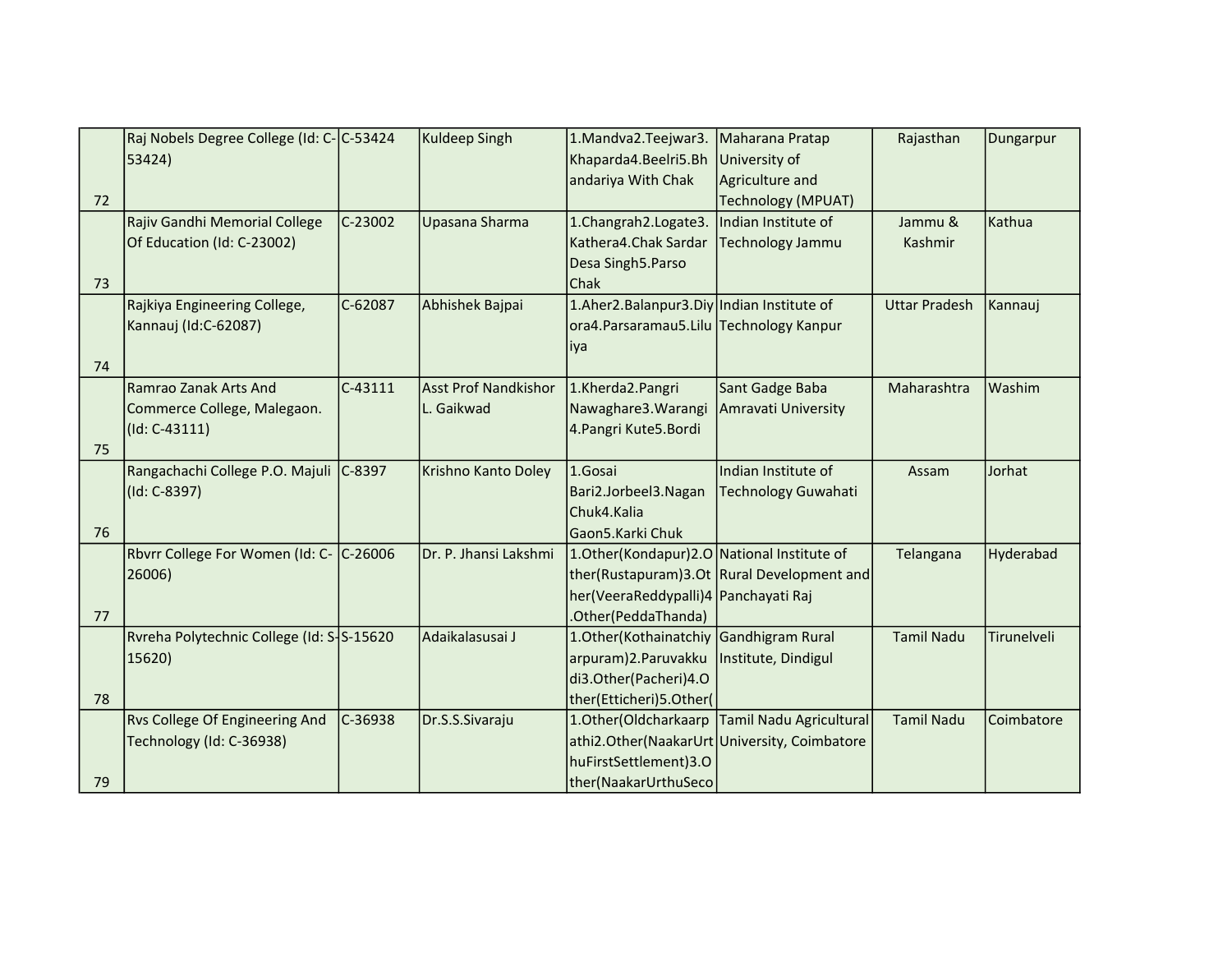| | | | | | | | |
|---|---|---|---|---|---|---|---|
| 72 | Raj Nobels Degree College (Id: C-53424) | C-53424 | Kuldeep Singh | 1.Mandva2.Teejwar3.Khaparda4.Beelri5.Bhandariya With Chak | Maharana Pratap University of Agriculture and Technology (MPUAT) | Rajasthan | Dungarpur |
| 73 | Rajiv Gandhi Memorial College Of Education (Id: C-23002) | C-23002 | Upasana Sharma | 1.Changrah2.Logate3.Kathera4.Chak Sardar Desa Singh5.Parso Chak | Indian Institute of Technology Jammu | Jammu & Kashmir | Kathua |
| 74 | Rajkiya Engineering College, Kannauj (Id:C-62087) | C-62087 | Abhishek Bajpai | 1.Aher2.Balanpur3.Diyora4.Parsaramau5.Liluiya | Indian Institute of Technology Kanpur | Uttar Pradesh | Kannauj |
| 75 | Ramrao Zanak Arts And Commerce College, Malegaon. (Id: C-43111) | C-43111 | Asst Prof Nandkishor L. Gaikwad | 1.Kherda2.Pangri Nawaghare3.Warangi4.Pangri Kute5.Bordi | Sant Gadge Baba Amravati University | Maharashtra | Washim |
| 76 | Rangachachi College P.O. Majuli (Id: C-8397) | C-8397 | Krishno Kanto Doley | 1.Gosai Bari2.Jorbeel3.Nagan Chuk4.Kalia Gaon5.Karki Chuk | Indian Institute of Technology Guwahati | Assam | Jorhat |
| 77 | Rbvrr College For Women (Id: C-26006) | C-26006 | Dr. P. Jhansi Lakshmi | 1.Other(Kondapur)2.Other(Rustapuram)3.Other(VeeraReddypalli)4.Other(PeddaThanda) | National Institute of Rural Development and Panchayati Raj | Telangana | Hyderabad |
| 78 | Rvreha Polytechnic College (Id: S-15620) | S-15620 | Adaikalasusai J | 1.Other(Kothainatchiyarpuram)2.Paruvakkudi3.Other(Pacheri)4.Other(Etticheri)5.Other( | Gandhigram Rural Institute, Dindigul | Tamil Nadu | Tirunelveli |
| 79 | Rvs College Of Engineering And Technology (Id: C-36938) | C-36938 | Dr.S.S.Sivaraju | 1.Other(Oldcharkaarpathi2.Other(NaakarUrthuFirstSettlement)3.Other(NaakarUrthuSeco | Tamil Nadu Agricultural University, Coimbatore | Tamil Nadu | Coimbatore |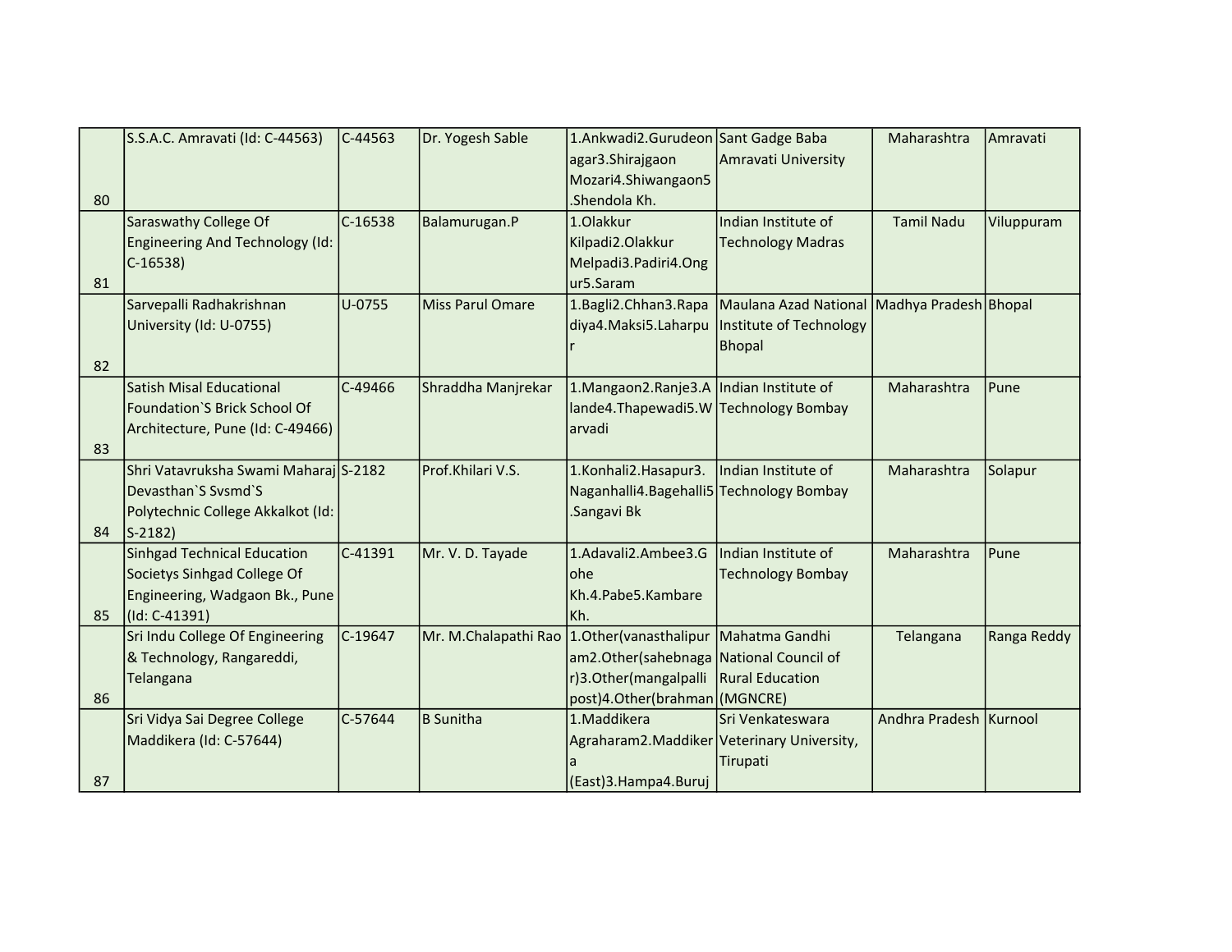| | | | | | | | |
|---|---|---|---|---|---|---|---|
| 80 | S.S.A.C. Amravati (Id: C-44563) | C-44563 | Dr. Yogesh Sable | 1.Ankwadi2.Gurudeonagar3.Shirajgaon Mozari4.Shiwangaon5.Shendola Kh. | Sant Gadge Baba Amravati University | Maharashtra | Amravati |
| 81 | Saraswathy College Of Engineering And Technology (Id: C-16538) | C-16538 | Balamurugan.P | 1.Olakkur Kilpadi2.Olakkur Melpadi3.Padiri4.Ongur5.Saram | Indian Institute of Technology Madras | Tamil Nadu | Viluppuram |
| 82 | Sarvepalli Radhakrishnan University (Id: U-0755) | U-0755 | Miss Parul Omare | 1.Bagli2.Chhan3.Rapadiya4.Maksi5.Laharpur | Maulana Azad National Institute of Technology Bhopal | Madhya Pradesh | Bhopal |
| 83 | Satish Misal Educational Foundation`S Brick School Of Architecture, Pune (Id: C-49466) | C-49466 | Shraddha Manjrekar | 1.Mangaon2.Ranje3.Alande4.Thapewadi5.Warvadi | Indian Institute of Technology Bombay | Maharashtra | Pune |
| 84 | Shri Vatavruksha Swami Maharaj Devasthan`S Svsmd`S Polytechnic College Akkalkot (Id: S-2182) | S-2182 | Prof.Khilari V.S. | 1.Konhali2.Hasapur3.Naganhalli4.Bagehalli5.Sangavi Bk | Indian Institute of Technology Bombay | Maharashtra | Solapur |
| 85 | Sinhgad Technical Education Societys Sinhgad College Of Engineering, Wadgaon Bk., Pune (Id: C-41391) | C-41391 | Mr. V. D. Tayade | 1.Adavali2.Ambee3.Gohe Kh.4.Pabe5.Kambare Kh. | Indian Institute of Technology Bombay | Maharashtra | Pune |
| 86 | Sri Indu College Of Engineering & Technology, Rangareddi, Telangana | C-19647 | Mr. M.Chalapathi Rao | 1.Other(vanasthalipuram2.Other(sahebnagar)3.Other(mangalpalli post)4.Other(brahman | Mahatma Gandhi National Council of Rural Education (MGNCRE) | Telangana | Ranga Reddy |
| 87 | Sri Vidya Sai Degree College Maddikera (Id: C-57644) | C-57644 | B Sunitha | 1.Maddikera Agraharam2.Maddikera (East)3.Hampa4.Buruj | Sri Venkateswara Veterinary University, Tirupati | Andhra Pradesh | Kurnool |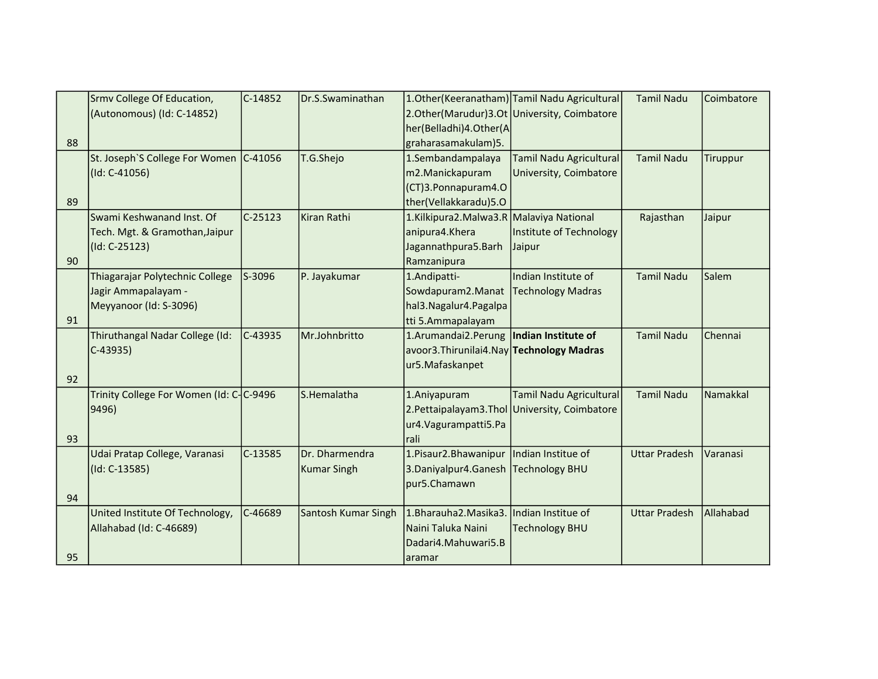| 88 | Srmv College Of Education, (Autonomous) (Id: C-14852) | C-14852 | Dr.S.Swaminathan | 1.Other(Keeranatham)2.Other(Marudur)3.Other(Belladhi)4.Other(Agraharasamakulam)5. | Tamil Nadu Agricultural University, Coimbatore | Tamil Nadu | Coimbatore |
|---|---|---|---|---|---|---|---|
| 89 | St. Joseph`S College For Women (Id: C-41056) | C-41056 | T.G.Shejo | 1.Sembandampalayam2.Manickapuram (CT)3.Ponnapuram4.Other(Vellakkaradu)5.O | Tamil Nadu Agricultural University, Coimbatore | Tamil Nadu | Tiruppur |
| 90 | Swami Keshwanand Inst. Of Tech. Mgt. & Gramothan,Jaipur (Id: C-25123) | C-25123 | Kiran Rathi | 1.Kilkipura2.Malwa3.Ranipura4.Khera Jagannathpura5.Barh Ramzanipura | Malaviya National Institute of Technology Jaipur | Rajasthan | Jaipur |
| 91 | Thiagarajar Polytechnic College Jagir Ammapalayam - Meyyanoor (Id: S-3096) | S-3096 | P. Jayakumar | 1.Andipatti-Sowdapuram2.Manathal3.Nagalur4.Pagalpatti 5.Ammapalayam | Indian Institute of Technology Madras | Tamil Nadu | Salem |
| 92 | Thiruthangal Nadar College (Id: C-43935) | C-43935 | Mr.Johnbritto | 1.Arumandai2.Perungavoor3.Thirunilai4.Nayur5.Mafaskanpet | **Indian Institute of Technology Madras** | Tamil Nadu | Chennai |
| 93 | Trinity College For Women (Id: C-9496) | C-9496 | S.Hemalatha | 1.Aniyapuram 2.Pettaipalayam3.Tholur4.Vagurampatti5.Parali | Tamil Nadu Agricultural University, Coimbatore | Tamil Nadu | Namakkal |
| 94 | Udai Pratap College, Varanasi (Id: C-13585) | C-13585 | Dr. Dharmendra Kumar Singh | 1.Pisaur2.Bhawanipur3.Daniyalpur4.Ganeshpur5.Chamawn | Indian Institue of Technology BHU | Uttar Pradesh | Varanasi |
| 95 | United Institute Of Technology, Allahabad (Id: C-46689) | C-46689 | Santosh Kumar Singh | 1.Bharauha2.Masika3.Naini Taluka Naini Dadari4.Mahuwari5.Baramar | Indian Institue of Technology BHU | Uttar Pradesh | Allahabad |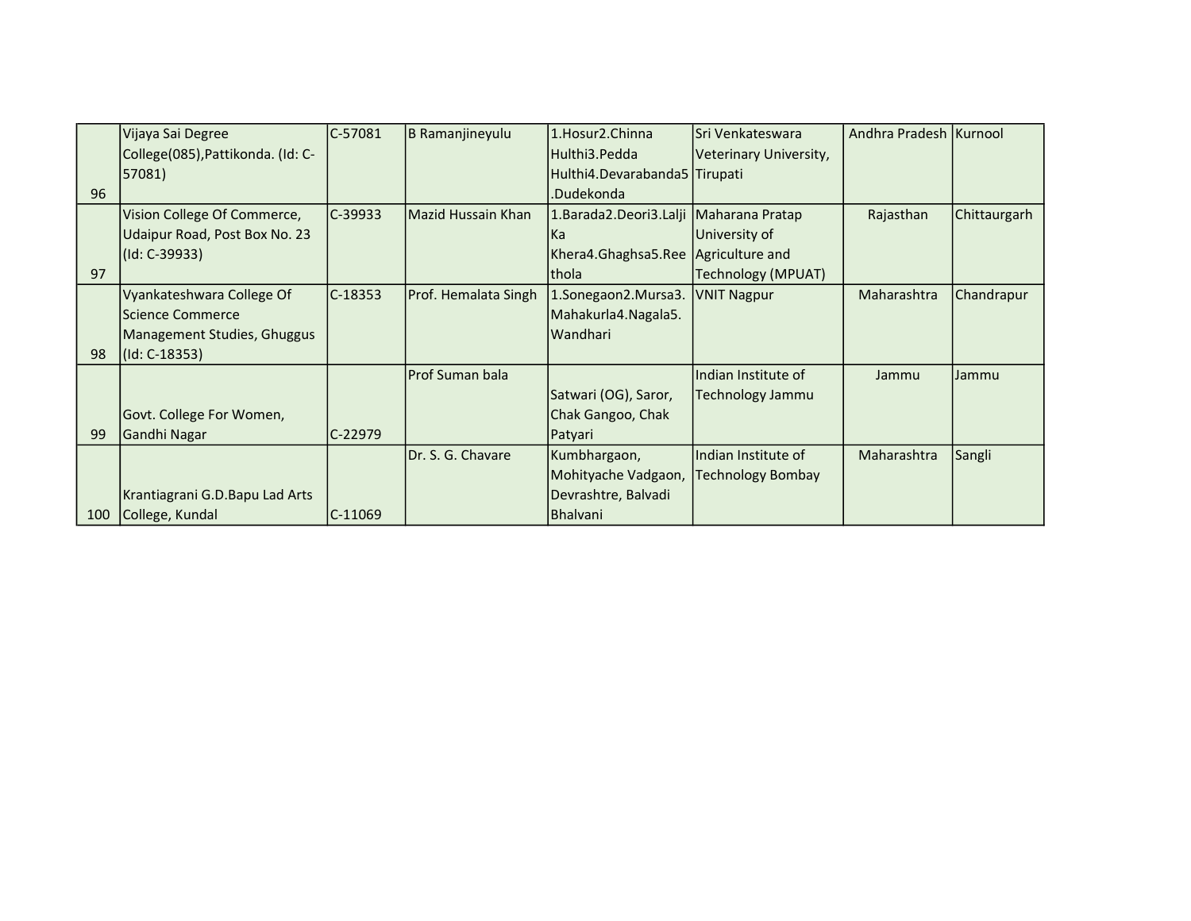| | | | | | | | |
|---|---|---|---|---|---|---|---|
| 96 | Vijaya Sai Degree College(085),Pattikonda. (Id: C-57081) | C-57081 | B Ramanjineyulu | 1.Hosur2.Chinna Hulthi3.Pedda Hulthi4.Devarabanda5.Dudekonda | Sri Venkateswara Veterinary University, Tirupati | Andhra Pradesh | Kurnool |
| 97 | Vision College Of Commerce, Udaipur Road, Post Box No. 23 (Id: C-39933) | C-39933 | Mazid Hussain Khan | 1.Barada2.Deori3.Lalji Ka Khera4.Ghaghsa5.Reethola | Maharana Pratap University of Agriculture and Technology (MPUAT) | Rajasthan | Chittaurgarh |
| 98 | Vyankateshwara College Of Science Commerce Management Studies, Ghuggus (Id: C-18353) | C-18353 | Prof. Hemalata Singh | 1.Sonegaon2.Mursa3.Mahakurla4.Nagala5.Wandhari | VNIT Nagpur | Maharashtra | Chandrapur |
| 99 | Govt. College For Women, Gandhi Nagar | C-22979 | Prof Suman bala | Satwari (OG), Saror, Chak Gangoo, Chak Patyari | Indian Institute of Technology Jammu | Jammu | Jammu |
| 100 | Krantiagrani G.D.Bapu Lad Arts College, Kundal | C-11069 | Dr. S. G. Chavare | Kumbhargaon, Mohityache Vadgaon, Devrashtre, Balvadi Bhalvani | Indian Institute of Technology Bombay | Maharashtra | Sangli |